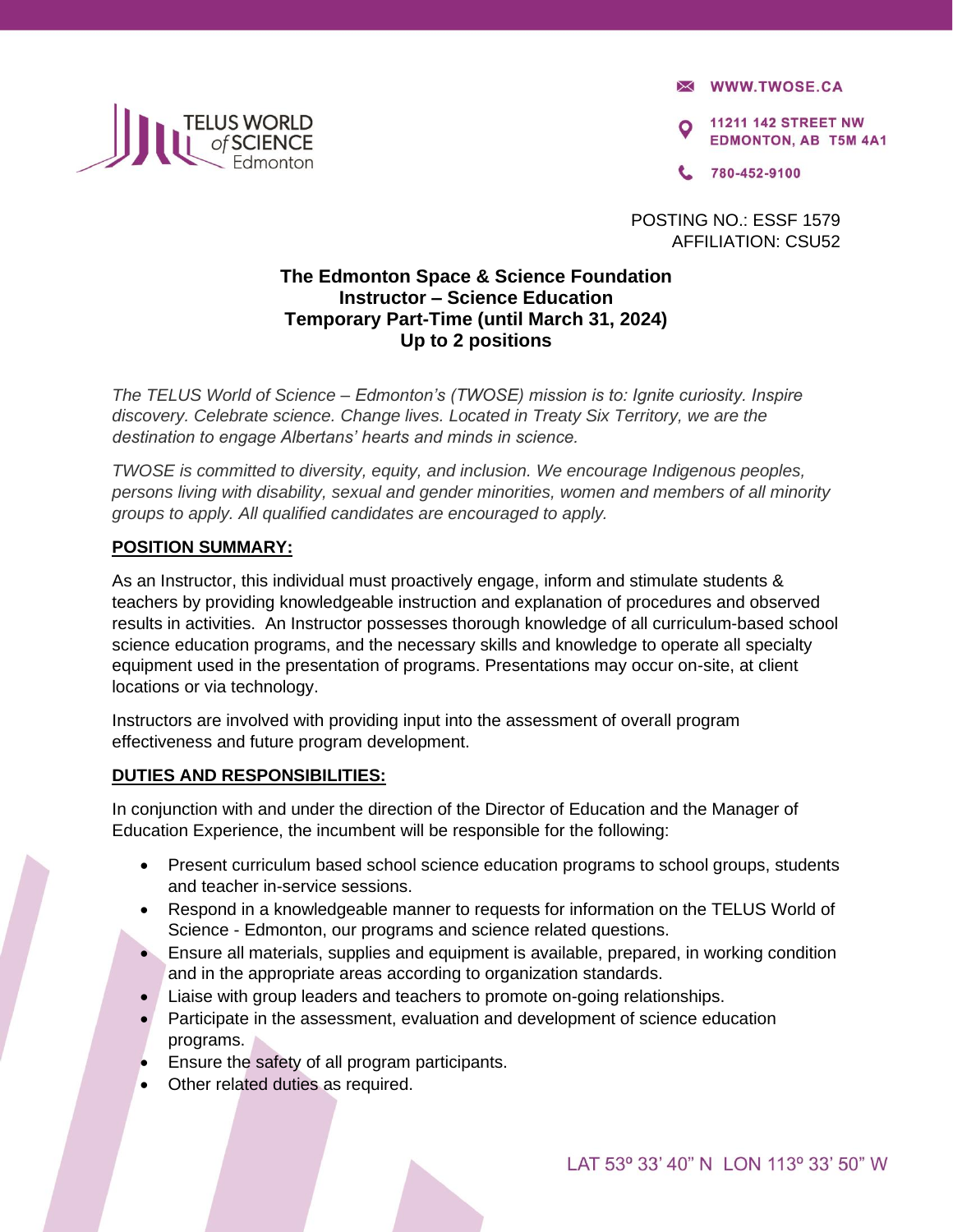TELUS WORLD of SCIENCE Edmonton

WWW.TWOSE.CA

11211 142 STREET NW
EDMONTON, AB T5M 4A1

780-452-9100

POSTING NO.: ESSF 1579
AFFILIATION: CSU52

# The Edmonton Space & Science Foundation
## Instructor – Science Education
## Temporary Part-Time (until March 31, 2024)
## Up to 2 positions

*The TELUS World of Science – Edmonton's (TWOSE) mission is to: Ignite curiosity. Inspire discovery. Celebrate science. Change lives. Located in Treaty Six Territory, we are the destination to engage Albertans' hearts and minds in science.*

*TWOSE is committed to diversity, equity, and inclusion. We encourage Indigenous peoples, persons living with disability, sexual and gender minorities, women and members of all minority groups to apply. All qualified candidates are encouraged to apply.*

### POSITION SUMMARY:

As an Instructor, this individual must proactively engage, inform and stimulate students & teachers by providing knowledgeable instruction and explanation of procedures and observed results in activities. An Instructor possesses thorough knowledge of all curriculum-based school science education programs, and the necessary skills and knowledge to operate all specialty equipment used in the presentation of programs. Presentations may occur on-site, at client locations or via technology.

Instructors are involved with providing input into the assessment of overall program effectiveness and future program development.

### DUTIES AND RESPONSIBILITIES:

In conjunction with and under the direction of the Director of Education and the Manager of Education Experience, the incumbent will be responsible for the following:

- Present curriculum based school science education programs to school groups, students and teacher in-service sessions.
- Respond in a knowledgeable manner to requests for information on the TELUS World of Science - Edmonton, our programs and science related questions.
- Ensure all materials, supplies and equipment is available, prepared, in working condition and in the appropriate areas according to organization standards.
- Liaise with group leaders and teachers to promote on-going relationships.
- Participate in the assessment, evaluation and development of science education programs.
- Ensure the safety of all program participants.
- Other related duties as required.

LAT 53º 33' 40" N LON 113º 33' 50" W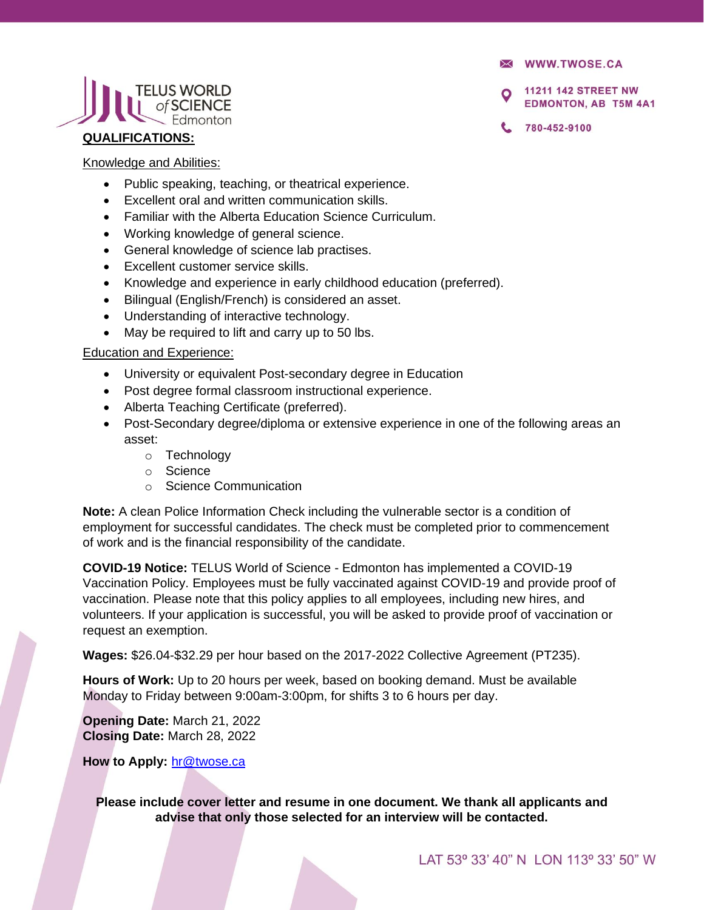## QUALIFICATIONS:

Knowledge and Abilities:

- Public speaking, teaching, or theatrical experience.
- Excellent oral and written communication skills.
- Familiar with the Alberta Education Science Curriculum.
- Working knowledge of general science.
- General knowledge of science lab practises.
- Excellent customer service skills.
- Knowledge and experience in early childhood education (preferred).
- Bilingual (English/French) is considered an asset.
- Understanding of interactive technology.
- May be required to lift and carry up to 50 lbs.

Education and Experience:

- University or equivalent Post-secondary degree in Education
- Post degree formal classroom instructional experience.
- Alberta Teaching Certificate (preferred).
- Post-Secondary degree/diploma or extensive experience in one of the following areas an asset:
  - Technology
  - Science
  - Science Communication

**Note:** A clean Police Information Check including the vulnerable sector is a condition of employment for successful candidates. The check must be completed prior to commencement of work and is the financial responsibility of the candidate.

**COVID-19 Notice:** TELUS World of Science - Edmonton has implemented a COVID-19 Vaccination Policy. Employees must be fully vaccinated against COVID-19 and provide proof of vaccination. Please note that this policy applies to all employees, including new hires, and volunteers. If your application is successful, you will be asked to provide proof of vaccination or request an exemption.

**Wages:** $26.04-$32.29 per hour based on the 2017-2022 Collective Agreement (PT235).

**Hours of Work:** Up to 20 hours per week, based on booking demand. Must be available Monday to Friday between 9:00am-3:00pm, for shifts 3 to 6 hours per day.

**Opening Date:** March 21, 2022
**Closing Date:** March 28, 2022

**How to Apply:** hr@twose.ca

**Please include cover letter and resume in one document. We thank all applicants and advise that only those selected for an interview will be contacted.**